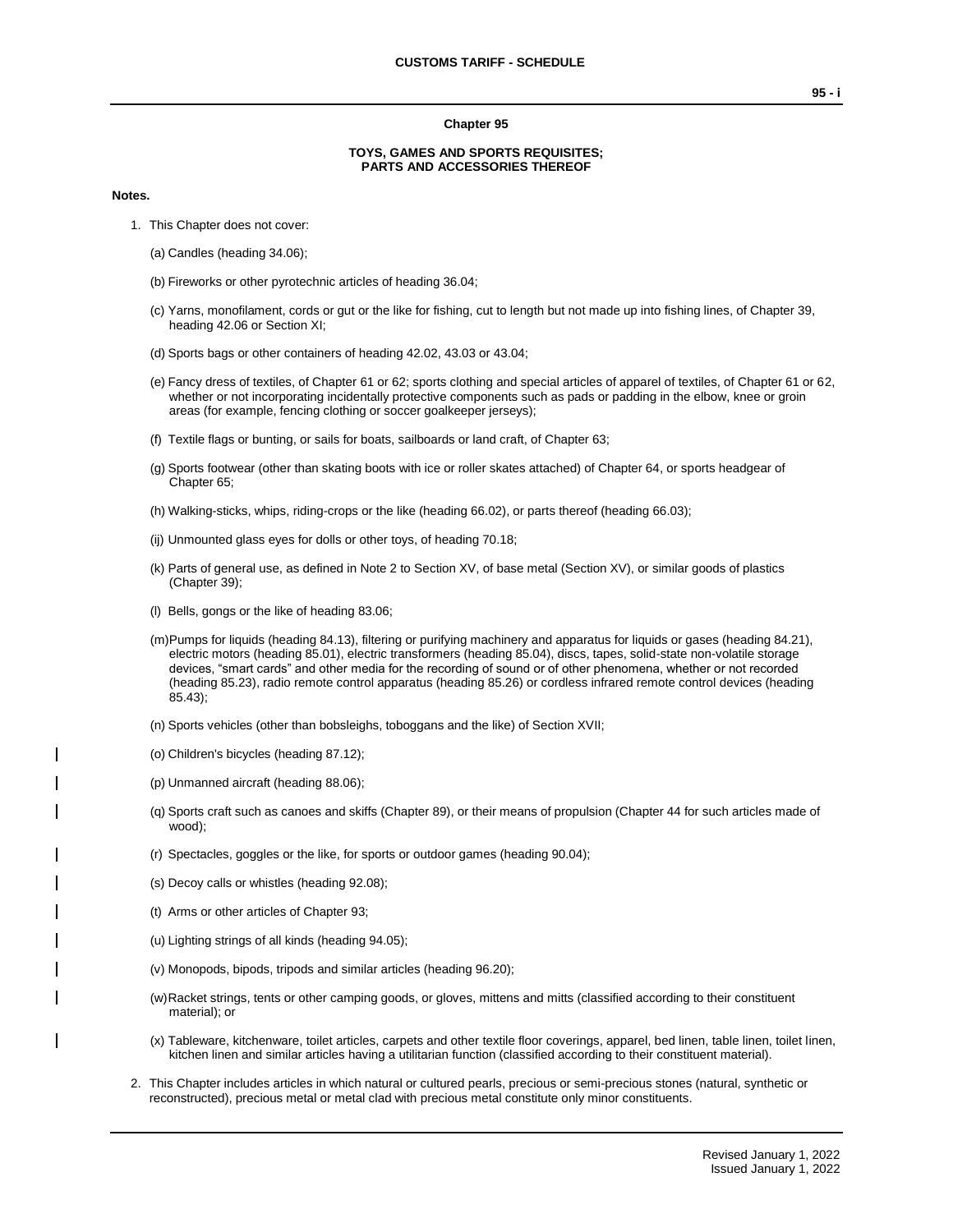## Chapter 95

### TOYS, GAMES AND SPORTS REQUISITES; PARTS AND ACCESSORIES THEREOF

**Notes.**

1. This Chapter does not cover:

   (a) Candles (heading 34.06);

   (b) Fireworks or other pyrotechnic articles of heading 36.04;

   (c) Yarns, monofilament, cords or gut or the like for fishing, cut to length but not made up into fishing lines, of Chapter 39, heading 42.06 or Section XI;

   (d) Sports bags or other containers of heading 42.02, 43.03 or 43.04;

   (e) Fancy dress of textiles, of Chapter 61 or 62; sports clothing and special articles of apparel of textiles, of Chapter 61 or 62, whether or not incorporating incidentally protective components such as pads or padding in the elbow, knee or groin areas (for example, fencing clothing or soccer goalkeeper jerseys);

   (f) Textile flags or bunting, or sails for boats, sailboards or land craft, of Chapter 63;

   (g) Sports footwear (other than skating boots with ice or roller skates attached) of Chapter 64, or sports headgear of Chapter 65;

   (h) Walking-sticks, whips, riding-crops or the like (heading 66.02), or parts thereof (heading 66.03);

   (ij) Unmounted glass eyes for dolls or other toys, of heading 70.18;

   (k) Parts of general use, as defined in Note 2 to Section XV, of base metal (Section XV), or similar goods of plastics (Chapter 39);

   (l) Bells, gongs or the like of heading 83.06;

   (m) Pumps for liquids (heading 84.13), filtering or purifying machinery and apparatus for liquids or gases (heading 84.21), electric motors (heading 85.01), electric transformers (heading 85.04), discs, tapes, solid-state non-volatile storage devices, "smart cards" and other media for the recording of sound or of other phenomena, whether or not recorded (heading 85.23), radio remote control apparatus (heading 85.26) or cordless infrared remote control devices (heading 85.43);

   (n) Sports vehicles (other than bobsleighs, toboggans and the like) of Section XVII;

   (o) Children's bicycles (heading 87.12);

   (p) Unmanned aircraft (heading 88.06);

   (q) Sports craft such as canoes and skiffs (Chapter 89), or their means of propulsion (Chapter 44 for such articles made of wood);

   (r) Spectacles, goggles or the like, for sports or outdoor games (heading 90.04);

   (s) Decoy calls or whistles (heading 92.08);

   (t) Arms or other articles of Chapter 93;

   (u) Lighting strings of all kinds (heading 94.05);

   (v) Monopods, bipods, tripods and similar articles (heading 96.20);

   (w) Racket strings, tents or other camping goods, or gloves, mittens and mitts (classified according to their constituent material); or

   (x) Tableware, kitchenware, toilet articles, carpets and other textile floor coverings, apparel, bed linen, table linen, toilet linen, kitchen linen and similar articles having a utilitarian function (classified according to their constituent material).

2. This Chapter includes articles in which natural or cultured pearls, precious or semi-precious stones (natural, synthetic or reconstructed), precious metal or metal clad with precious metal constitute only minor constituents.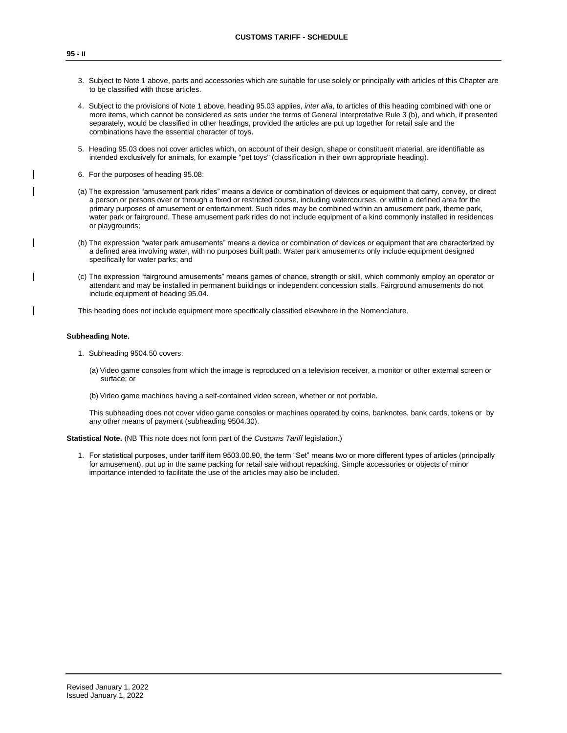3. Subject to Note 1 above, parts and accessories which are suitable for use solely or principally with articles of this Chapter are to be classified with those articles.

4. Subject to the provisions of Note 1 above, heading 95.03 applies, *inter alia*, to articles of this heading combined with one or more items, which cannot be considered as sets under the terms of General Interpretative Rule 3 (b), and which, if presented separately, would be classified in other headings, provided the articles are put up together for retail sale and the combinations have the essential character of toys.

5. Heading 95.03 does not cover articles which, on account of their design, shape or constituent material, are identifiable as intended exclusively for animals, for example "pet toys" (classification in their own appropriate heading).

6. For the purposes of heading 95.08:

(a) The expression “amusement park rides” means a device or combination of devices or equipment that carry, convey, or direct a person or persons over or through a fixed or restricted course, including watercourses, or within a defined area for the primary purposes of amusement or entertainment. Such rides may be combined within an amusement park, theme park, water park or fairground. These amusement park rides do not include equipment of a kind commonly installed in residences or playgrounds;

(b) The expression “water park amusements” means a device or combination of devices or equipment that are characterized by a defined area involving water, with no purposes built path. Water park amusements only include equipment designed specifically for water parks; and

(c) The expression “fairground amusements” means games of chance, strength or skill, which commonly employ an operator or attendant and may be installed in permanent buildings or independent concession stalls. Fairground amusements do not include equipment of heading 95.04.

This heading does not include equipment more specifically classified elsewhere in the Nomenclature.

**Subheading Note.**

1. Subheading 9504.50 covers:

   (a) Video game consoles from which the image is reproduced on a television receiver, a monitor or other external screen or surface; or

   (b) Video game machines having a self-contained video screen, whether or not portable.

   This subheading does not cover video game consoles or machines operated by coins, banknotes, bank cards, tokens or by any other means of payment (subheading 9504.30).

**Statistical Note.** (NB This note does not form part of the *Customs Tariff* legislation.)

1. For statistical purposes, under tariff item 9503.00.90, the term “Set” means two or more different types of articles (principally for amusement), put up in the same packing for retail sale without repacking. Simple accessories or objects of minor importance intended to facilitate the use of the articles may also be included.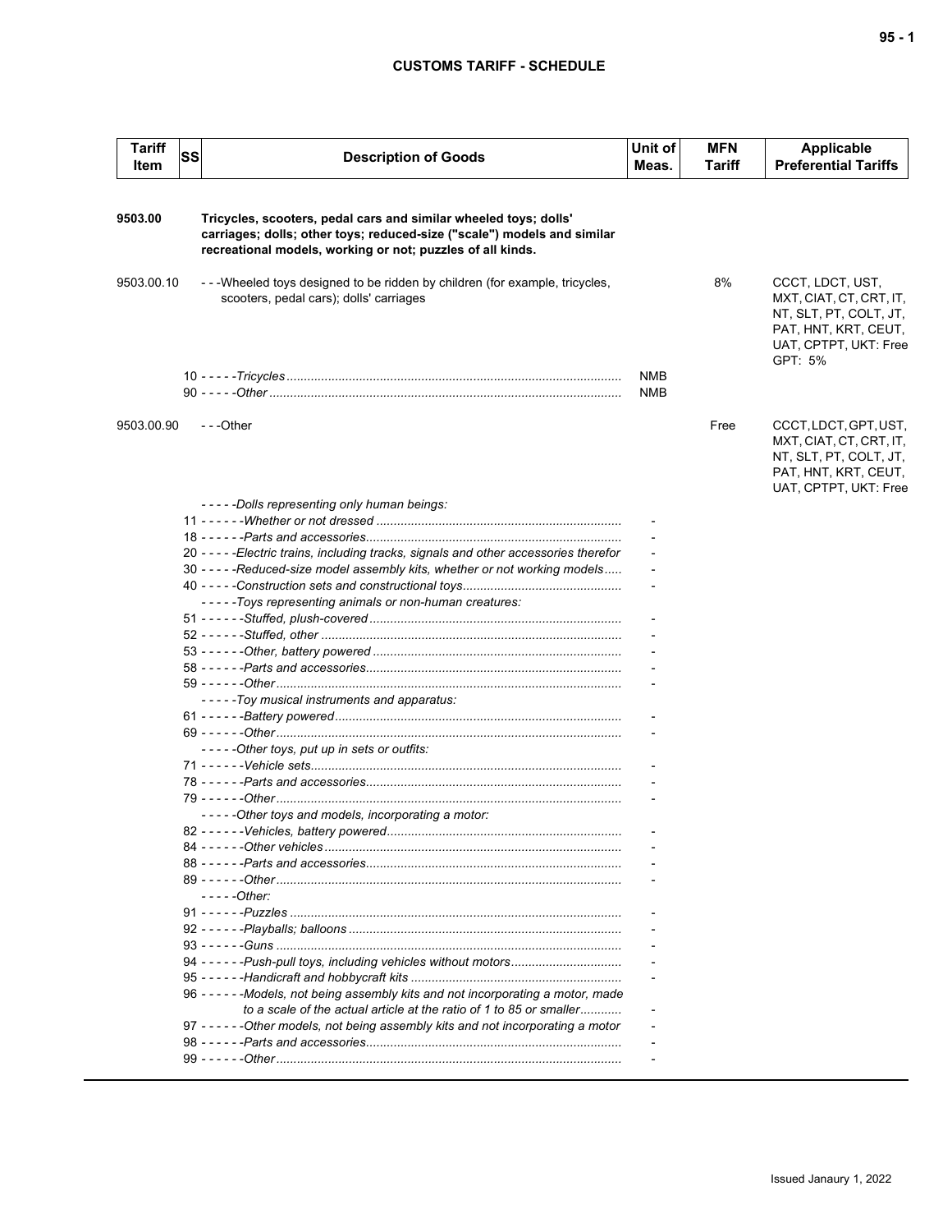**CUSTOMS TARIFF - SCHEDULE**

| Tariff Item | SS | Description of Goods | Unit of Meas. | MFN Tariff | Applicable Preferential Tariffs |
|---|---|---|---|---|---|
| **9503.00** | | **Tricycles, scooters, pedal cars and similar wheeled toys; dolls' carriages; dolls; other toys; reduced-size ("scale") models and similar recreational models, working or not; puzzles of all kinds.** | | | |
| 9503.00.10 | | - - -Wheeled toys designed to be ridden by children (for example, tricycles, scooters, pedal cars); dolls' carriages | | 8% | CCCT, LDCT, UST, MXT, CIAT, CT, CRT, IT, NT, SLT, PT, COLT, JT, PAT, HNT, KRT, CEUT, UAT, CPTPT, UKT: Free GPT: 5% |
| | 10 | - - - - -*Tricycles* | NMB | | |
| | 90 | - - - - -*Other* | NMB | | |
| 9503.00.90 | | - - -Other | | Free | CCCT, LDCT, GPT, UST, MXT, CIAT, CT, CRT, IT, NT, SLT, PT, COLT, JT, PAT, HNT, KRT, CEUT, UAT, CPTPT, UKT: Free |
| | | - - - - -*Dolls representing only human beings:* | | | |
| | 11 | - - - - - -*Whether or not dressed* | - | | |
| | 18 | - - - - - -*Parts and accessories* | - | | |
| | 20 | - - - - -*Electric trains, including tracks, signals and other accessories therefor* | - | | |
| | 30 | - - - - -*Reduced-size model assembly kits, whether or not working models* | - | | |
| | 40 | - - - - -*Construction sets and constructional toys* | - | | |
| | | - - - - -*Toys representing animals or non-human creatures:* | | | |
| | 51 | - - - - - -*Stuffed, plush-covered* | - | | |
| | 52 | - - - - - -*Stuffed, other* | - | | |
| | 53 | - - - - - -*Other, battery powered* | - | | |
| | 58 | - - - - - -*Parts and accessories* | - | | |
| | 59 | - - - - - -*Other* | - | | |
| | | - - - - -*Toy musical instruments and apparatus:* | | | |
| | 61 | - - - - - -*Battery powered* | - | | |
| | 69 | - - - - - -*Other* | - | | |
| | | - - - - -*Other toys, put up in sets or outfits:* | | | |
| | 71 | - - - - - -*Vehicle sets* | - | | |
| | 78 | - - - - - -*Parts and accessories* | - | | |
| | 79 | - - - - - -*Other* | - | | |
| | | - - - - -*Other toys and models, incorporating a motor:* | | | |
| | 82 | - - - - - -*Vehicles, battery powered* | - | | |
| | 84 | - - - - - -*Other vehicles* | - | | |
| | 88 | - - - - - -*Parts and accessories* | - | | |
| | 89 | - - - - - -*Other* | - | | |
| | | - - - - -*Other:* | | | |
| | 91 | - - - - - -*Puzzles* | - | | |
| | 92 | - - - - - -*Playballs; balloons* | - | | |
| | 93 | - - - - - -*Guns* | - | | |
| | 94 | - - - - - -*Push-pull toys, including vehicles without motors* | - | | |
| | 95 | - - - - - -*Handicraft and hobbycraft kits* | - | | |
| | 96 | - - - - - -*Models, not being assembly kits and not incorporating a motor, made to a scale of the actual article at the ratio of 1 to 85 or smaller* | - | | |
| | 97 | - - - - - -*Other models, not being assembly kits and not incorporating a motor* | - | | |
| | 98 | - - - - - -*Parts and accessories* | - | | |
| | 99 | - - - - - -*Other* | - | | |

Issued Janaury 1, 2022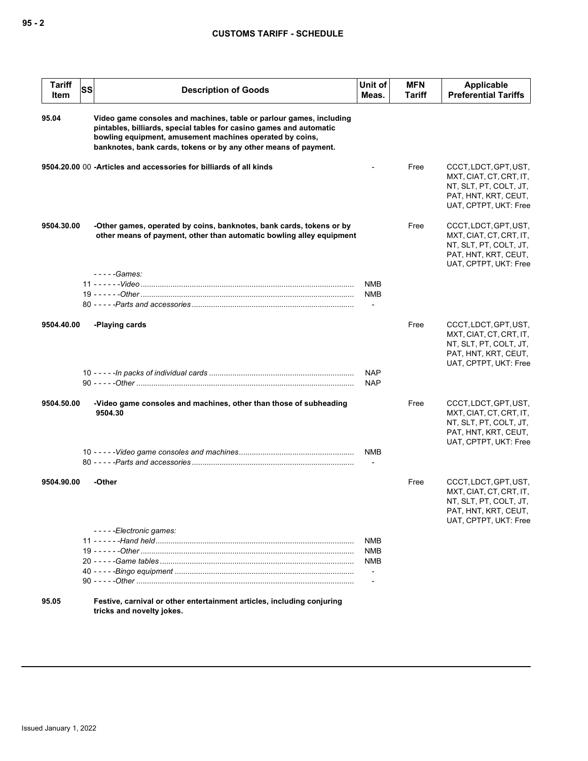| Tariff Item | SS | Description of Goods | Unit of Meas. | MFN Tariff | Applicable Preferential Tariffs |
|---|---|---|---|---|---|
| 95.04 | | **Video game consoles and machines, table or parlour games, including pintables, billiards, special tables for casino games and automatic bowling equipment, amusement machines operated by coins, banknotes, bank cards, tokens or by any other means of payment.** | | | |
| 9504.20.00 | 00 | **-Articles and accessories for billiards of all kinds** | - | Free | CCCT, LDCT, GPT, UST, MXT, CIAT, CT, CRT, IT, NT, SLT, PT, COLT, JT, PAT, HNT, KRT, CEUT, UAT, CPTPT, UKT: Free |
| 9504.30.00 | | **-Other games, operated by coins, banknotes, bank cards, tokens or by other means of payment, other than automatic bowling alley equipment** | | Free | CCCT, LDCT, GPT, UST, MXT, CIAT, CT, CRT, IT, NT, SLT, PT, COLT, JT, PAT, HNT, KRT, CEUT, UAT, CPTPT, UKT: Free |
| | | *- - - - -Games:* | | | |
| | | 11 *- - - - - -Video* | NMB | | |
| | | 19 *- - - - - -Other* | NMB | | |
| | | 80 *- - - - -Parts and accessories* | - | | |
| 9504.40.00 | | **-Playing cards** | | Free | CCCT, LDCT, GPT, UST, MXT, CIAT, CT, CRT, IT, NT, SLT, PT, COLT, JT, PAT, HNT, KRT, CEUT, UAT, CPTPT, UKT: Free |
| | | 10 *- - - - -In packs of individual cards* | NAP | | |
| | | 90 *- - - - -Other* | NAP | | |
| 9504.50.00 | | **-Video game consoles and machines, other than those of subheading 9504.30** | | Free | CCCT, LDCT, GPT, UST, MXT, CIAT, CT, CRT, IT, NT, SLT, PT, COLT, JT, PAT, HNT, KRT, CEUT, UAT, CPTPT, UKT: Free |
| | | 10 *- - - - -Video game consoles and machines* | NMB | | |
| | | 80 *- - - - -Parts and accessories* | - | | |
| 9504.90.00 | | **-Other** | | Free | CCCT, LDCT, GPT, UST, MXT, CIAT, CT, CRT, IT, NT, SLT, PT, COLT, JT, PAT, HNT, KRT, CEUT, UAT, CPTPT, UKT: Free |
| | | *- - - - -Electronic games:* | | | |
| | | 11 *- - - - - -Hand held* | NMB | | |
| | | 19 *- - - - - -Other* | NMB | | |
| | | 20 *- - - - -Game tables* | NMB | | |
| | | 40 *- - - - -Bingo equipment* | - | | |
| | | 90 *- - - - -Other* | - | | |
| 95.05 | | **Festive, carnival or other entertainment articles, including conjuring tricks and novelty jokes.** | | | |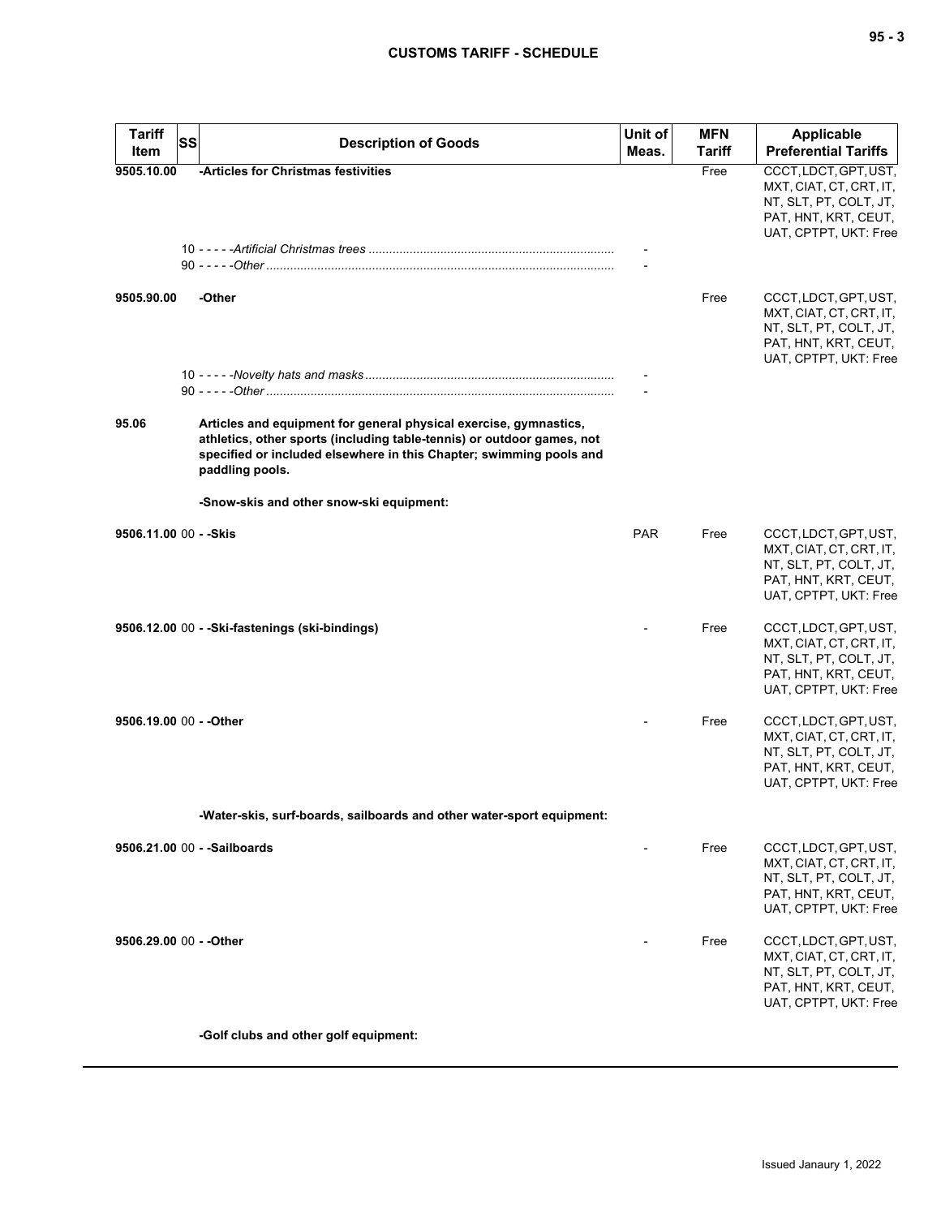| Tariff Item | SS | Description of Goods | Unit of Meas. | MFN Tariff | Applicable Preferential Tariffs |
|---|---|---|---|---|---|
| 9505.10.00 | | -Articles for Christmas festivities | | Free | CCCT, LDCT, GPT, UST, MXT, CIAT, CT, CRT, IT, NT, SLT, PT, COLT, JT, PAT, HNT, KRT, CEUT, UAT, CPTPT, UKT: Free |
| | 10 | - - - - -*Artificial Christmas trees* | - | | |
| | 90 | - - - - -*Other* | - | | |
| 9505.90.00 | | -Other | | Free | CCCT, LDCT, GPT, UST, MXT, CIAT, CT, CRT, IT, NT, SLT, PT, COLT, JT, PAT, HNT, KRT, CEUT, UAT, CPTPT, UKT: Free |
| | 10 | - - - - -*Novelty hats and masks* | - | | |
| | 90 | - - - - -*Other* | - | | |
| 95.06 | | **Articles and equipment for general physical exercise, gymnastics, athletics, other sports (including table-tennis) or outdoor games, not specified or included elsewhere in this Chapter; swimming pools and paddling pools.** | | | |
| | | **-Snow-skis and other snow-ski equipment:** | | | |
| 9506.11.00 | 00 | - -Skis | PAR | Free | CCCT, LDCT, GPT, UST, MXT, CIAT, CT, CRT, IT, NT, SLT, PT, COLT, JT, PAT, HNT, KRT, CEUT, UAT, CPTPT, UKT: Free |
| 9506.12.00 | 00 | - -Ski-fastenings (ski-bindings) | - | Free | CCCT, LDCT, GPT, UST, MXT, CIAT, CT, CRT, IT, NT, SLT, PT, COLT, JT, PAT, HNT, KRT, CEUT, UAT, CPTPT, UKT: Free |
| 9506.19.00 | 00 | - -Other | - | Free | CCCT, LDCT, GPT, UST, MXT, CIAT, CT, CRT, IT, NT, SLT, PT, COLT, JT, PAT, HNT, KRT, CEUT, UAT, CPTPT, UKT: Free |
| | | **-Water-skis, surf-boards, sailboards and other water-sport equipment:** | | | |
| 9506.21.00 | 00 | - -Sailboards | - | Free | CCCT, LDCT, GPT, UST, MXT, CIAT, CT, CRT, IT, NT, SLT, PT, COLT, JT, PAT, HNT, KRT, CEUT, UAT, CPTPT, UKT: Free |
| 9506.29.00 | 00 | - -Other | - | Free | CCCT, LDCT, GPT, UST, MXT, CIAT, CT, CRT, IT, NT, SLT, PT, COLT, JT, PAT, HNT, KRT, CEUT, UAT, CPTPT, UKT: Free |
| | | **-Golf clubs and other golf equipment:** | | | |

Issued Janaury 1, 2022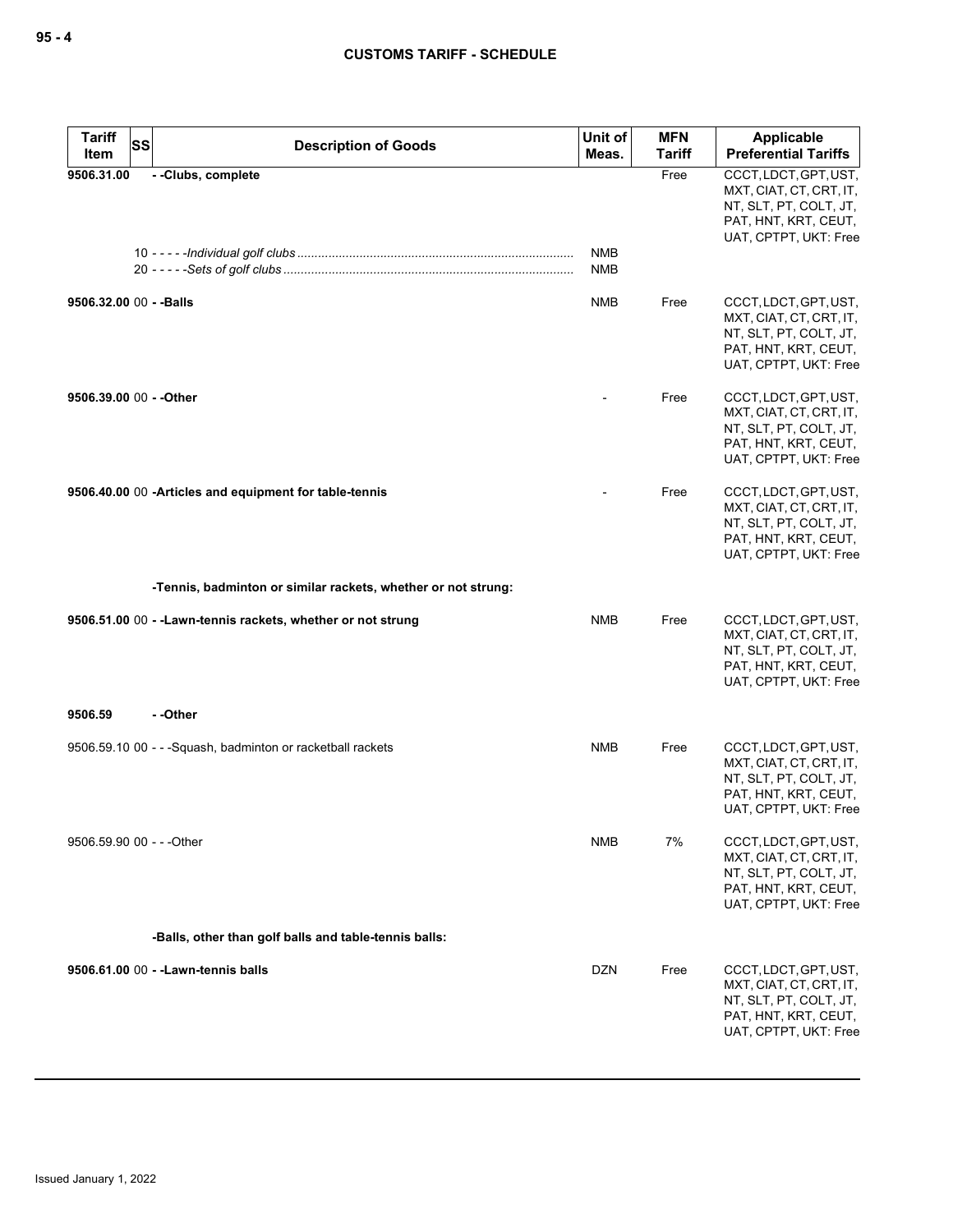| Tariff Item | SS | Description of Goods | Unit of Meas. | MFN Tariff | Applicable Preferential Tariffs |
|---|---|---|---|---|---|
| **9506.31.00** | | **- -Clubs, complete** | | Free | CCCT, LDCT, GPT, UST, MXT, CIAT, CT, CRT, IT, NT, SLT, PT, COLT, JT, PAT, HNT, KRT, CEUT, UAT, CPTPT, UKT: Free |
| | 10 | - - - - -*Individual golf clubs* | NMB | | |
| | 20 | - - - - -*Sets of golf clubs* | NMB | | |
| **9506.32.00** | 00 | **- -Balls** | NMB | Free | CCCT, LDCT, GPT, UST, MXT, CIAT, CT, CRT, IT, NT, SLT, PT, COLT, JT, PAT, HNT, KRT, CEUT, UAT, CPTPT, UKT: Free |
| **9506.39.00** | 00 | **- -Other** | - | Free | CCCT, LDCT, GPT, UST, MXT, CIAT, CT, CRT, IT, NT, SLT, PT, COLT, JT, PAT, HNT, KRT, CEUT, UAT, CPTPT, UKT: Free |
| **9506.40.00** | 00 | **-Articles and equipment for table-tennis** | - | Free | CCCT, LDCT, GPT, UST, MXT, CIAT, CT, CRT, IT, NT, SLT, PT, COLT, JT, PAT, HNT, KRT, CEUT, UAT, CPTPT, UKT: Free |
| | | **-Tennis, badminton or similar rackets, whether or not strung:** | | | |
| **9506.51.00** | 00 | **- -Lawn-tennis rackets, whether or not strung** | NMB | Free | CCCT, LDCT, GPT, UST, MXT, CIAT, CT, CRT, IT, NT, SLT, PT, COLT, JT, PAT, HNT, KRT, CEUT, UAT, CPTPT, UKT: Free |
| **9506.59** | | **- -Other** | | | |
| 9506.59.10 | 00 | - - -Squash, badminton or racketball rackets | NMB | Free | CCCT, LDCT, GPT, UST, MXT, CIAT, CT, CRT, IT, NT, SLT, PT, COLT, JT, PAT, HNT, KRT, CEUT, UAT, CPTPT, UKT: Free |
| 9506.59.90 | 00 | - - -Other | NMB | 7% | CCCT, LDCT, GPT, UST, MXT, CIAT, CT, CRT, IT, NT, SLT, PT, COLT, JT, PAT, HNT, KRT, CEUT, UAT, CPTPT, UKT: Free |
| | | **-Balls, other than golf balls and table-tennis balls:** | | | |
| **9506.61.00** | 00 | **- -Lawn-tennis balls** | DZN | Free | CCCT, LDCT, GPT, UST, MXT, CIAT, CT, CRT, IT, NT, SLT, PT, COLT, JT, PAT, HNT, KRT, CEUT, UAT, CPTPT, UKT: Free |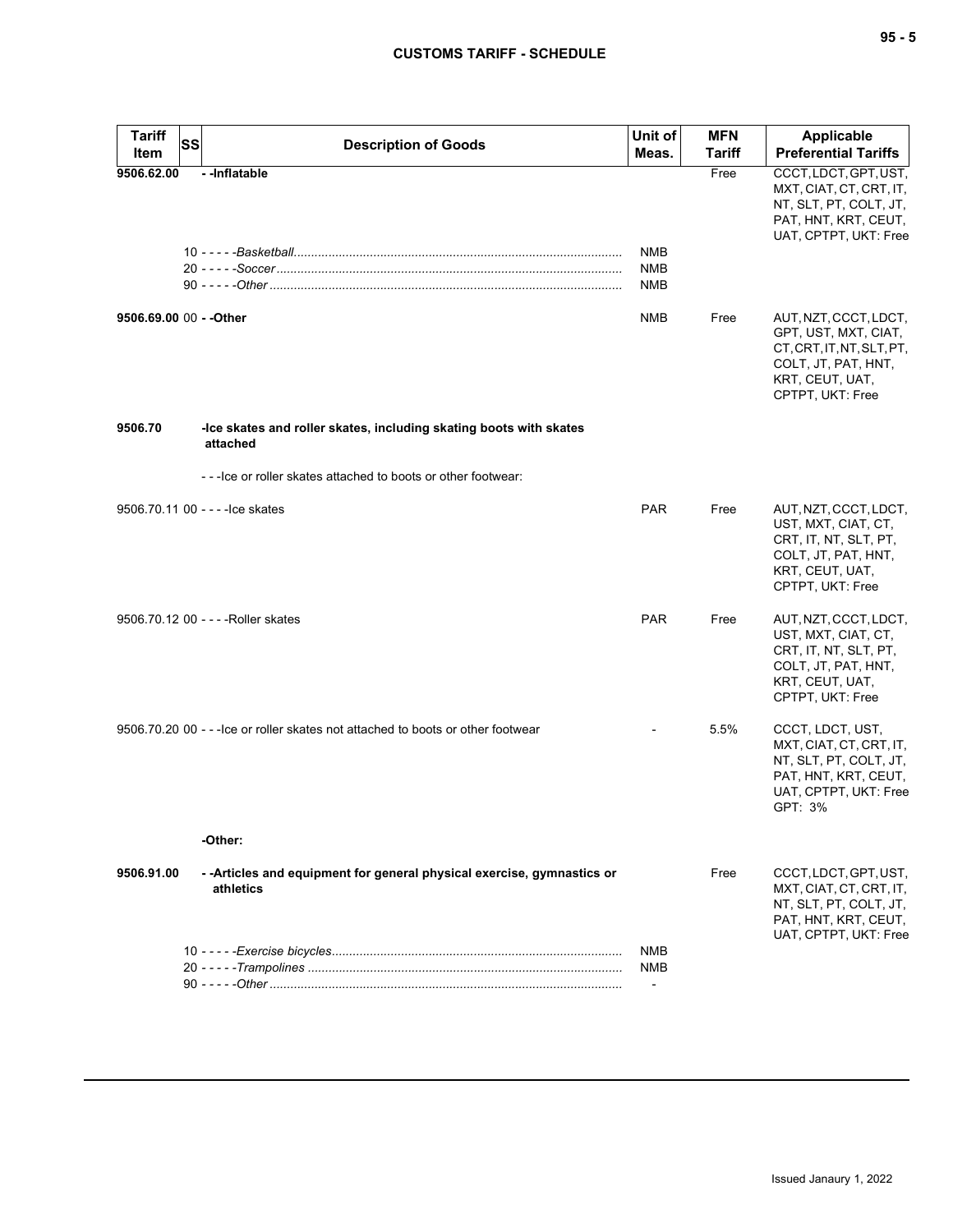| Tariff Item | SS | Description of Goods | Unit of Meas. | MFN Tariff | Applicable Preferential Tariffs |
|---|---|---|---|---|---|
| **9506.62.00** | | **- -Inflatable** | | Free | CCCT, LDCT, GPT, UST, MXT, CIAT, CT, CRT, IT, NT, SLT, PT, COLT, JT, PAT, HNT, KRT, CEUT, UAT, CPTPT, UKT: Free |
| | 10 | - - - - -*Basketball* | NMB | | |
| | 20 | - - - - -*Soccer* | NMB | | |
| | 90 | - - - - -*Other* | NMB | | |
| **9506.69.00** | 00 | **- -Other** | NMB | Free | AUT, NZT, CCCT, LDCT, GPT, UST, MXT, CIAT, CT, CRT, IT, NT, SLT, PT, COLT, JT, PAT, HNT, KRT, CEUT, UAT, CPTPT, UKT: Free |
| **9506.70** | | **-Ice skates and roller skates, including skating boots with skates attached** | | | |
| | | - - -Ice or roller skates attached to boots or other footwear: | | | |
| 9506.70.11 | 00 | - - - -Ice skates | PAR | Free | AUT, NZT, CCCT, LDCT, UST, MXT, CIAT, CT, CRT, IT, NT, SLT, PT, COLT, JT, PAT, HNT, KRT, CEUT, UAT, CPTPT, UKT: Free |
| 9506.70.12 | 00 | - - - -Roller skates | PAR | Free | AUT, NZT, CCCT, LDCT, UST, MXT, CIAT, CT, CRT, IT, NT, SLT, PT, COLT, JT, PAT, HNT, KRT, CEUT, UAT, CPTPT, UKT: Free |
| 9506.70.20 | 00 | - - -Ice or roller skates not attached to boots or other footwear | - | 5.5% | CCCT, LDCT, UST, MXT, CIAT, CT, CRT, IT, NT, SLT, PT, COLT, JT, PAT, HNT, KRT, CEUT, UAT, CPTPT, UKT: Free<br>GPT: 3% |
| | | **-Other:** | | | |
| **9506.91.00** | | **- -Articles and equipment for general physical exercise, gymnastics or athletics** | | Free | CCCT, LDCT, GPT, UST, MXT, CIAT, CT, CRT, IT, NT, SLT, PT, COLT, JT, PAT, HNT, KRT, CEUT, UAT, CPTPT, UKT: Free |
| | 10 | - - - - -*Exercise bicycles* | NMB | | |
| | 20 | - - - - -*Trampolines* | NMB | | |
| | 90 | - - - - -*Other* | - | | |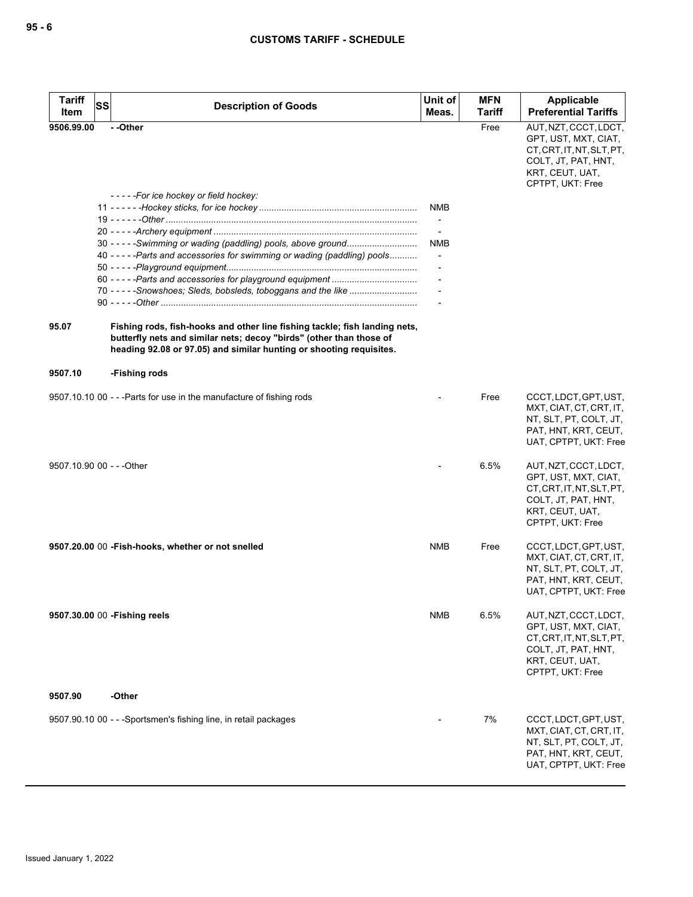| Tariff Item | SS | Description of Goods | Unit of Meas. | MFN Tariff | Applicable Preferential Tariffs |
|---|---|---|---|---|---|
| **9506.99.00** | | **- -Other** | | Free | AUT, NZT, CCCT, LDCT, GPT, UST, MXT, CIAT, CT, CRT, IT, NT, SLT, PT, COLT, JT, PAT, HNT, KRT, CEUT, UAT, CPTPT, UKT: Free |
| | | *- - - - -For ice hockey or field hockey:* | | | |
| | 11 | *- - - - - -Hockey sticks, for ice hockey* | NMB | | |
| | 19 | *- - - - - -Other* | - | | |
| | 20 | *- - - - -Archery equipment* | - | | |
| | 30 | *- - - - -Swimming or wading (paddling) pools, above ground* | NMB | | |
| | 40 | *- - - - -Parts and accessories for swimming or wading (paddling) pools* | - | | |
| | 50 | *- - - - -Playground equipment* | - | | |
| | 60 | *- - - - -Parts and accessories for playground equipment* | - | | |
| | 70 | *- - - - -Snowshoes; Sleds, bobsleds, toboggans and the like* | - | | |
| | 90 | *- - - - -Other* | - | | |
| **95.07** | | **Fishing rods, fish-hooks and other line fishing tackle; fish landing nets, butterfly nets and similar nets; decoy "birds" (other than those of heading 92.08 or 97.05) and similar hunting or shooting requisites.** | | | |
| **9507.10** | | **-Fishing rods** | | | |
| 9507.10.10 | 00 | - - -Parts for use in the manufacture of fishing rods | - | Free | CCCT, LDCT, GPT, UST, MXT, CIAT, CT, CRT, IT, NT, SLT, PT, COLT, JT, PAT, HNT, KRT, CEUT, UAT, CPTPT, UKT: Free |
| 9507.10.90 | 00 | - - -Other | - | 6.5% | AUT, NZT, CCCT, LDCT, GPT, UST, MXT, CIAT, CT, CRT, IT, NT, SLT, PT, COLT, JT, PAT, HNT, KRT, CEUT, UAT, CPTPT, UKT: Free |
| **9507.20.00** | 00 | **-Fish-hooks, whether or not snelled** | NMB | Free | CCCT, LDCT, GPT, UST, MXT, CIAT, CT, CRT, IT, NT, SLT, PT, COLT, JT, PAT, HNT, KRT, CEUT, UAT, CPTPT, UKT: Free |
| **9507.30.00** | 00 | **-Fishing reels** | NMB | 6.5% | AUT, NZT, CCCT, LDCT, GPT, UST, MXT, CIAT, CT, CRT, IT, NT, SLT, PT, COLT, JT, PAT, HNT, KRT, CEUT, UAT, CPTPT, UKT: Free |
| **9507.90** | | **-Other** | | | |
| 9507.90.10 | 00 | - - -Sportsmen's fishing line, in retail packages | - | 7% | CCCT, LDCT, GPT, UST, MXT, CIAT, CT, CRT, IT, NT, SLT, PT, COLT, JT, PAT, HNT, KRT, CEUT, UAT, CPTPT, UKT: Free |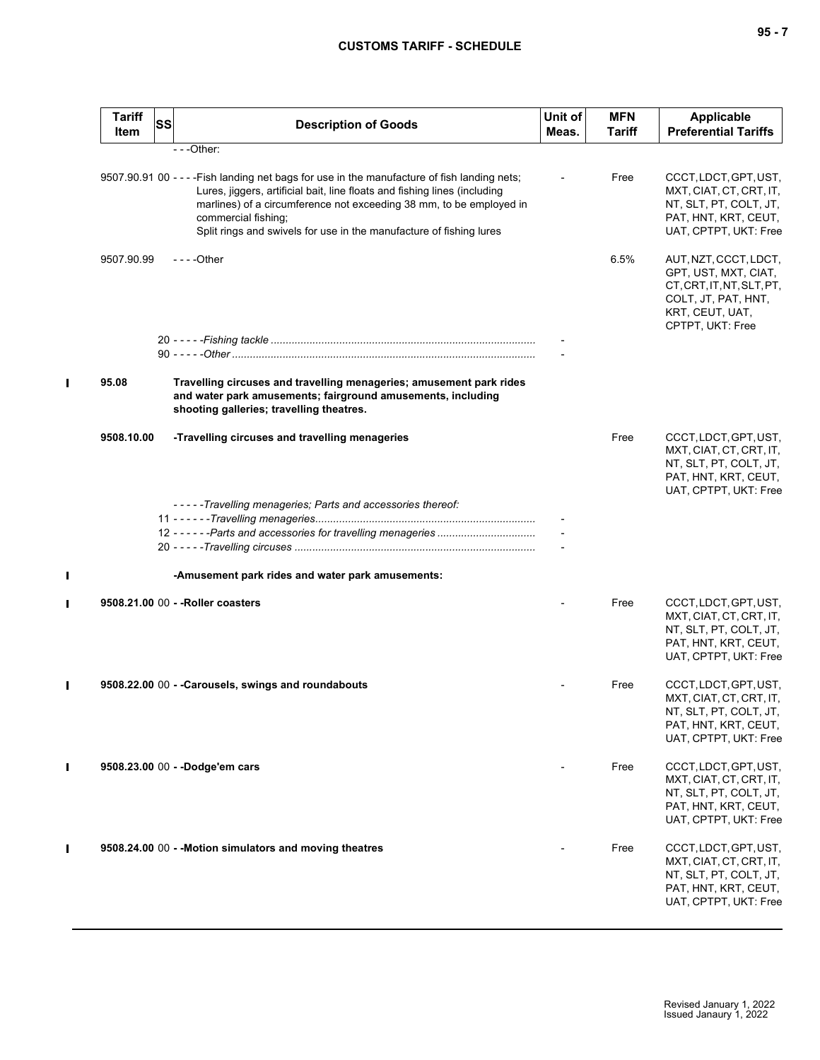| Tariff Item | SS | Description of Goods | Unit of Meas. | MFN Tariff | Applicable Preferential Tariffs |
|---|---|---|---|---|---|
| | | - - -Other: | | | |
| 9507.90.91 | 00 | - - - -Fish landing net bags for use in the manufacture of fish landing nets;<br>Lures, jiggers, artificial bait, line floats and fishing lines (including marlines) of a circumference not exceeding 38 mm, to be employed in commercial fishing;<br>Split rings and swivels for use in the manufacture of fishing lures | - | Free | CCCT, LDCT, GPT, UST, MXT, CIAT, CT, CRT, IT, NT, SLT, PT, COLT, JT, PAT, HNT, KRT, CEUT, UAT, CPTPT, UKT: Free |
| 9507.90.99 | | - - - -Other | | 6.5% | AUT, NZT, CCCT, LDCT, GPT, UST, MXT, CIAT, CT, CRT, IT, NT, SLT, PT, COLT, JT, PAT, HNT, KRT, CEUT, UAT, CPTPT, UKT: Free |
| | 20 | - - - - -*Fishing tackle* | - | | |
| | 90 | - - - - -*Other* | - | | |
| **95.08** | | **Travelling circuses and travelling menageries; amusement park rides and water park amusements; fairground amusements, including shooting galleries; travelling theatres.** | | | |
| **9508.10.00** | | **-Travelling circuses and travelling menageries** | | Free | CCCT, LDCT, GPT, UST, MXT, CIAT, CT, CRT, IT, NT, SLT, PT, COLT, JT, PAT, HNT, KRT, CEUT, UAT, CPTPT, UKT: Free |
| | | - - - - -*Travelling menageries; Parts and accessories thereof:* | | | |
| | 11 | - - - - - -*Travelling menageries* | - | | |
| | 12 | - - - - - -*Parts and accessories for travelling menageries* | - | | |
| | 20 | - - - - -*Travelling circuses* | - | | |
| | | **-Amusement park rides and water park amusements:** | | | |
| **9508.21.00** | 00 | **- -Roller coasters** | - | Free | CCCT, LDCT, GPT, UST, MXT, CIAT, CT, CRT, IT, NT, SLT, PT, COLT, JT, PAT, HNT, KRT, CEUT, UAT, CPTPT, UKT: Free |
| **9508.22.00** | 00 | **- -Carousels, swings and roundabouts** | - | Free | CCCT, LDCT, GPT, UST, MXT, CIAT, CT, CRT, IT, NT, SLT, PT, COLT, JT, PAT, HNT, KRT, CEUT, UAT, CPTPT, UKT: Free |
| **9508.23.00** | 00 | **- -Dodge'em cars** | - | Free | CCCT, LDCT, GPT, UST, MXT, CIAT, CT, CRT, IT, NT, SLT, PT, COLT, JT, PAT, HNT, KRT, CEUT, UAT, CPTPT, UKT: Free |
| **9508.24.00** | 00 | **- -Motion simulators and moving theatres** | - | Free | CCCT, LDCT, GPT, UST, MXT, CIAT, CT, CRT, IT, NT, SLT, PT, COLT, JT, PAT, HNT, KRT, CEUT, UAT, CPTPT, UKT: Free |

Revised January 1, 2022
Issued Janaury 1, 2022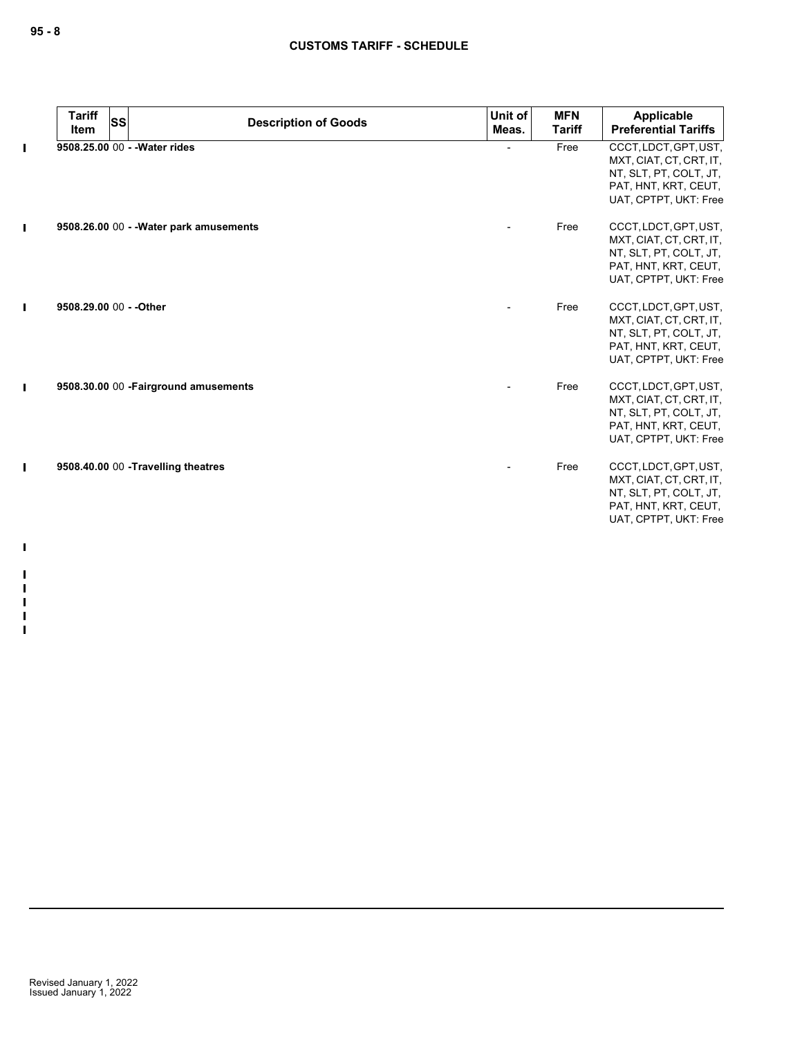| Tariff Item | SS | Description of Goods | Unit of Meas. | MFN Tariff | Applicable Preferential Tariffs |
|---|---|---|---|---|---|
| 9508.25.00 | 00 | - -Water rides | - | Free | CCCT, LDCT, GPT, UST, MXT, CIAT, CT, CRT, IT, NT, SLT, PT, COLT, JT, PAT, HNT, KRT, CEUT, UAT, CPTPT, UKT: Free |
| 9508.26.00 | 00 | - -Water park amusements | - | Free | CCCT, LDCT, GPT, UST, MXT, CIAT, CT, CRT, IT, NT, SLT, PT, COLT, JT, PAT, HNT, KRT, CEUT, UAT, CPTPT, UKT: Free |
| 9508.29.00 | 00 | - -Other | - | Free | CCCT, LDCT, GPT, UST, MXT, CIAT, CT, CRT, IT, NT, SLT, PT, COLT, JT, PAT, HNT, KRT, CEUT, UAT, CPTPT, UKT: Free |
| 9508.30.00 | 00 | -Fairground amusements | - | Free | CCCT, LDCT, GPT, UST, MXT, CIAT, CT, CRT, IT, NT, SLT, PT, COLT, JT, PAT, HNT, KRT, CEUT, UAT, CPTPT, UKT: Free |
| 9508.40.00 | 00 | -Travelling theatres | - | Free | CCCT, LDCT, GPT, UST, MXT, CIAT, CT, CRT, IT, NT, SLT, PT, COLT, JT, PAT, HNT, KRT, CEUT, UAT, CPTPT, UKT: Free |

Revised January 1, 2022
Issued January 1, 2022